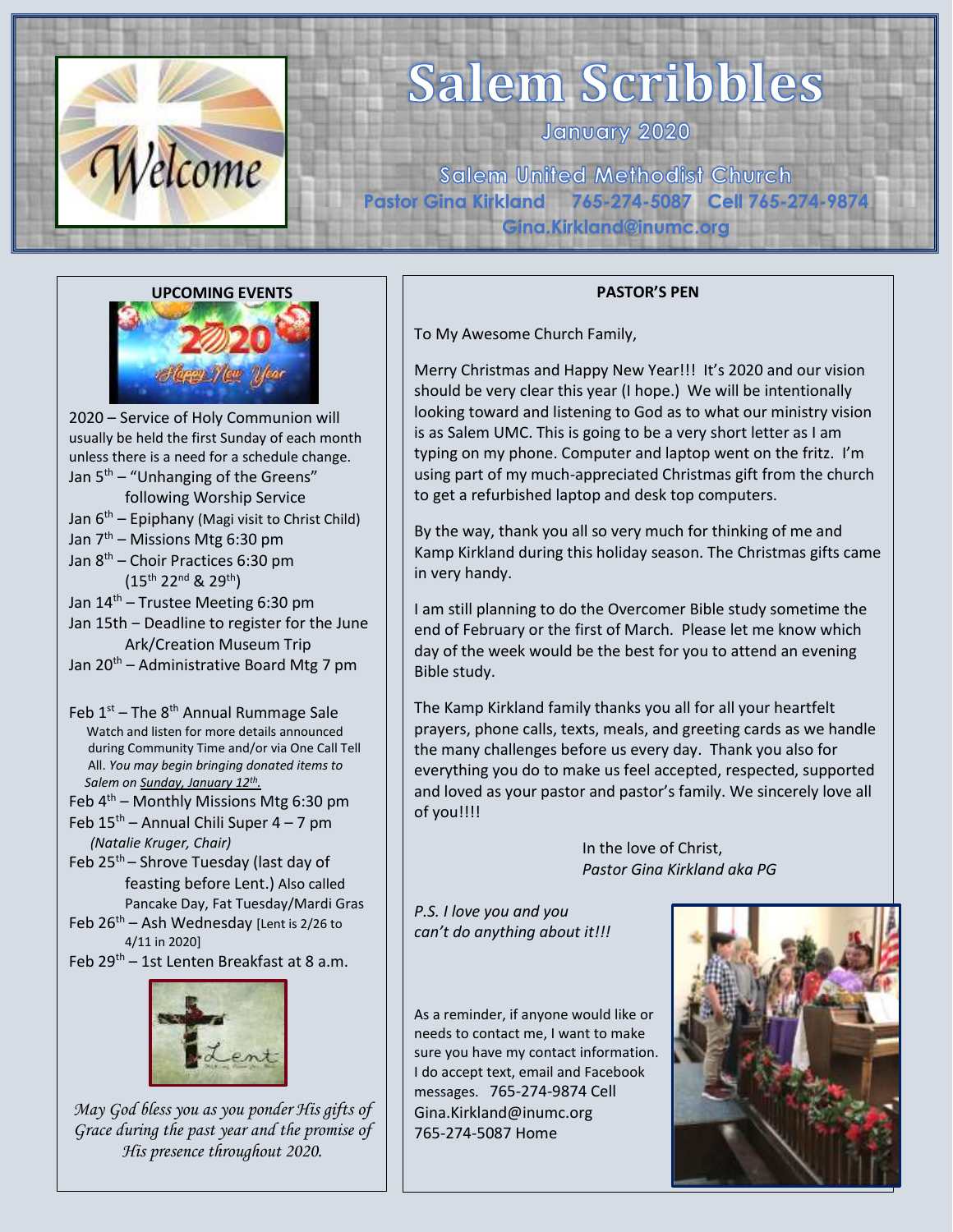# Salem Scribbles

January 2020

Salem United Methodist Church
Pastor Gina Kirkland 765-274-5087 Cell 765-274-9874
Gina.Kirkland@inumc.org

## UPCOMING EVENTS

2020 – Service of Holy Communion will usually be held the first Sunday of each month unless there is a need for a schedule change.

Jan 5th – "Unhanging of the Greens" following Worship Service
Jan 6th – Epiphany (Magi visit to Christ Child)
Jan 7th – Missions Mtg 6:30 pm
Jan 8th – Choir Practices 6:30 pm (15th 22nd & 29th)
Jan 14th – Trustee Meeting 6:30 pm
Jan 15th – Deadline to register for the June Ark/Creation Museum Trip
Jan 20th – Administrative Board Mtg 7 pm

Feb 1st – The 8th Annual Rummage Sale
Watch and listen for more details announced during Community Time and/or via One Call Tell All. *You may begin bringing donated items to Salem on Sunday, January 12th.*
Feb 4th – Monthly Missions Mtg 6:30 pm
Feb 15th – Annual Chili Super 4 – 7 pm *(Natalie Kruger, Chair)*
Feb 25th – Shrove Tuesday (last day of feasting before Lent.) Also called Pancake Day, Fat Tuesday/Mardi Gras
Feb 26th – Ash Wednesday [Lent is 2/26 to 4/11 in 2020]
Feb 29th – 1st Lenten Breakfast at 8 a.m.

*May God bless you as you ponder His gifts of Grace during the past year and the promise of His presence throughout 2020.*

## PASTOR'S PEN

To My Awesome Church Family,

Merry Christmas and Happy New Year!!! It's 2020 and our vision should be very clear this year (I hope.) We will be intentionally looking toward and listening to God as to what our ministry vision is as Salem UMC. This is going to be a very short letter as I am typing on my phone. Computer and laptop went on the fritz. I'm using part of my much-appreciated Christmas gift from the church to get a refurbished laptop and desk top computers.

By the way, thank you all so very much for thinking of me and Kamp Kirkland during this holiday season. The Christmas gifts came in very handy.

I am still planning to do the Overcomer Bible study sometime the end of February or the first of March. Please let me know which day of the week would be the best for you to attend an evening Bible study.

The Kamp Kirkland family thanks you all for all your heartfelt prayers, phone calls, texts, meals, and greeting cards as we handle the many challenges before us every day. Thank you also for everything you do to make us feel accepted, respected, supported and loved as your pastor and pastor's family. We sincerely love all of you!!!!

In the love of Christ,
*Pastor Gina Kirkland aka PG*

*P.S. I love you and you can't do anything about it!!!*

As a reminder, if anyone would like or needs to contact me, I want to make sure you have my contact information. I do accept text, email and Facebook messages. 765-274-9874 Cell
Gina.Kirkland@inumc.org
765-274-5087 Home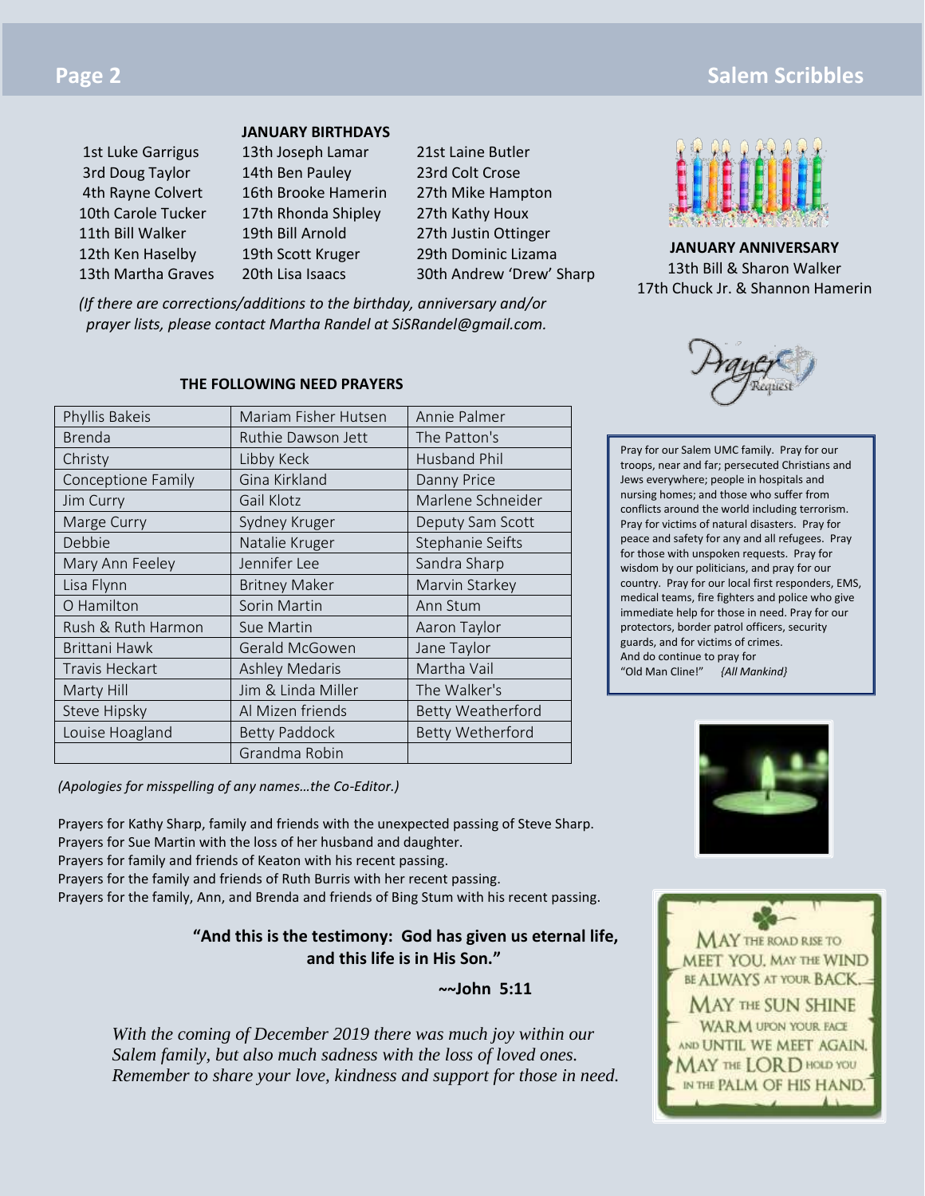## JANUARY BIRTHDAYS

1st Luke Garrigus
3rd Doug Taylor
4th Rayne Colvert
10th Carole Tucker
11th Bill Walker
12th Ken Haselby
13th Martha Graves
13th Joseph Lamar
14th Ben Pauley
16th Brooke Hamerin
17th Rhonda Shipley
19th Bill Arnold
19th Scott Kruger
20th Lisa Isaacs
21st Laine Butler
23rd Colt Crose
27th Mike Hampton
27th Kathy Houx
27th Justin Ottinger
29th Dominic Lizama
30th Andrew 'Drew' Sharp

*(If there are corrections/additions to the birthday, anniversary and/or prayer lists, please contact Martha Randel at SiSRandel@gmail.com.*

## JANUARY ANNIVERSARY

13th Bill & Sharon Walker
17th Chuck Jr. & Shannon Hamerin

## THE FOLLOWING NEED PRAYERS

| | | |
|---|---|---|
| Phyllis Bakeis | Mariam Fisher Hutsen | Annie Palmer |
| Brenda | Ruthie Dawson Jett | The Patton's |
| Christy | Libby Keck | Husband Phil |
| Conceptione Family | Gina Kirkland | Danny Price |
| Jim Curry | Gail Klotz | Marlene Schneider |
| Marge Curry | Sydney Kruger | Deputy Sam Scott |
| Debbie | Natalie Kruger | Stephanie Seifts |
| Mary Ann Feeley | Jennifer Lee | Sandra Sharp |
| Lisa Flynn | Britney Maker | Marvin Starkey |
| O Hamilton | Sorin Martin | Ann Stum |
| Rush & Ruth Harmon | Sue Martin | Aaron Taylor |
| Brittani Hawk | Gerald McGowen | Jane Taylor |
| Travis Heckart | Ashley Medaris | Martha Vail |
| Marty Hill | Jim & Linda Miller | The Walker's |
| Steve Hipsky | Al Mizen friends | Betty Weatherford |
| Louise Hoagland | Betty Paddock | Betty Wetherford |
| | Grandma Robin | |

*(Apologies for misspelling of any names…the Co-Editor.)*

Prayers for Kathy Sharp, family and friends with the unexpected passing of Steve Sharp.
Prayers for Sue Martin with the loss of her husband and daughter.
Prayers for family and friends of Keaton with his recent passing.
Prayers for the family and friends of Ruth Burris with her recent passing.
Prayers for the family, Ann, and Brenda and friends of Bing Stum with his recent passing.

Prayer Request

Pray for our Salem UMC family. Pray for our troops, near and far; persecuted Christians and Jews everywhere; people in hospitals and nursing homes; and those who suffer from conflicts around the world including terrorism. Pray for victims of natural disasters. Pray for peace and safety for any and all refugees. Pray for those with unspoken requests. Pray for wisdom by our politicians, and pray for our country. Pray for our local first responders, EMS, medical teams, fire fighters and police who give immediate help for those in need. Pray for our protectors, border patrol officers, security guards, and for victims of crimes.
And do continue to pray for "Old Man Cline!" *{All Mankind}*

**"And this is the testimony: God has given us eternal life, and this life is in His Son."**

**~~John 5:11**

*With the coming of December 2019 there was much joy within our Salem family, but also much sadness with the loss of loved ones. Remember to share your love, kindness and support for those in need.*

MAY THE ROAD RISE TO MEET YOU. MAY THE WIND BE ALWAYS AT YOUR BACK. MAY THE SUN SHINE WARM UPON YOUR FACE AND UNTIL WE MEET AGAIN, MAY THE LORD HOLD YOU IN THE PALM OF HIS HAND.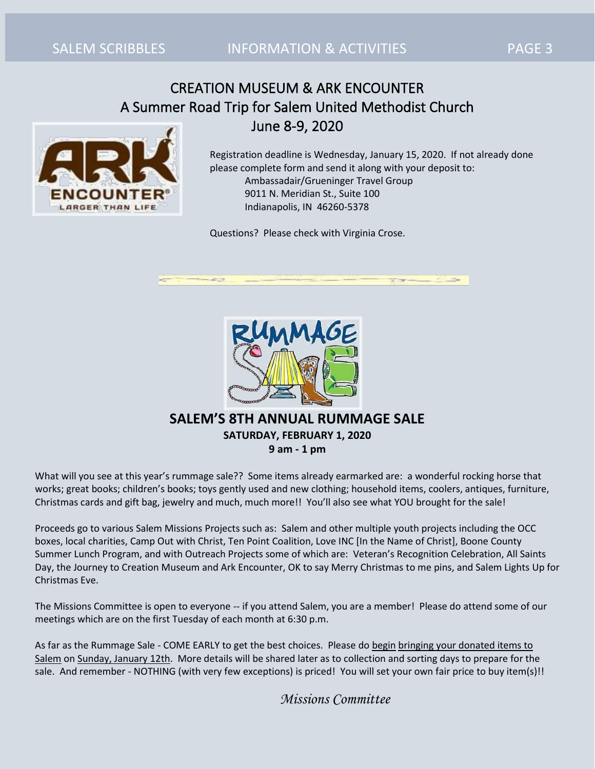## CREATION MUSEUM & ARK ENCOUNTER
## A Summer Road Trip for Salem United Methodist Church
## June 8-9, 2020

Registration deadline is Wednesday, January 15, 2020. If not already done please complete form and send it along with your deposit to:

Ambassadair/Grueninger Travel Group
9011 N. Meridian St., Suite 100
Indianapolis, IN 46260-5378

Questions? Please check with Virginia Crose.

## SALEM'S 8TH ANNUAL RUMMAGE SALE

**SATURDAY, FEBRUARY 1, 2020**
**9 am - 1 pm**

What will you see at this year's rummage sale?? Some items already earmarked are: a wonderful rocking horse that works; great books; children's books; toys gently used and new clothing; household items, coolers, antiques, furniture, Christmas cards and gift bag, jewelry and much, much more!! You'll also see what YOU brought for the sale!

Proceeds go to various Salem Missions Projects such as: Salem and other multiple youth projects including the OCC boxes, local charities, Camp Out with Christ, Ten Point Coalition, Love INC [In the Name of Christ], Boone County Summer Lunch Program, and with Outreach Projects some of which are: Veteran's Recognition Celebration, All Saints Day, the Journey to Creation Museum and Ark Encounter, OK to say Merry Christmas to me pins, and Salem Lights Up for Christmas Eve.

The Missions Committee is open to everyone -- if you attend Salem, you are a member! Please do attend some of our meetings which are on the first Tuesday of each month at 6:30 p.m.

As far as the Rummage Sale - COME EARLY to get the best choices. Please do begin bringing your donated items to Salem on Sunday, January 12th. More details will be shared later as to collection and sorting days to prepare for the sale. And remember - NOTHING (with very few exceptions) is priced! You will set your own fair price to buy item(s)!!

*Missions Committee*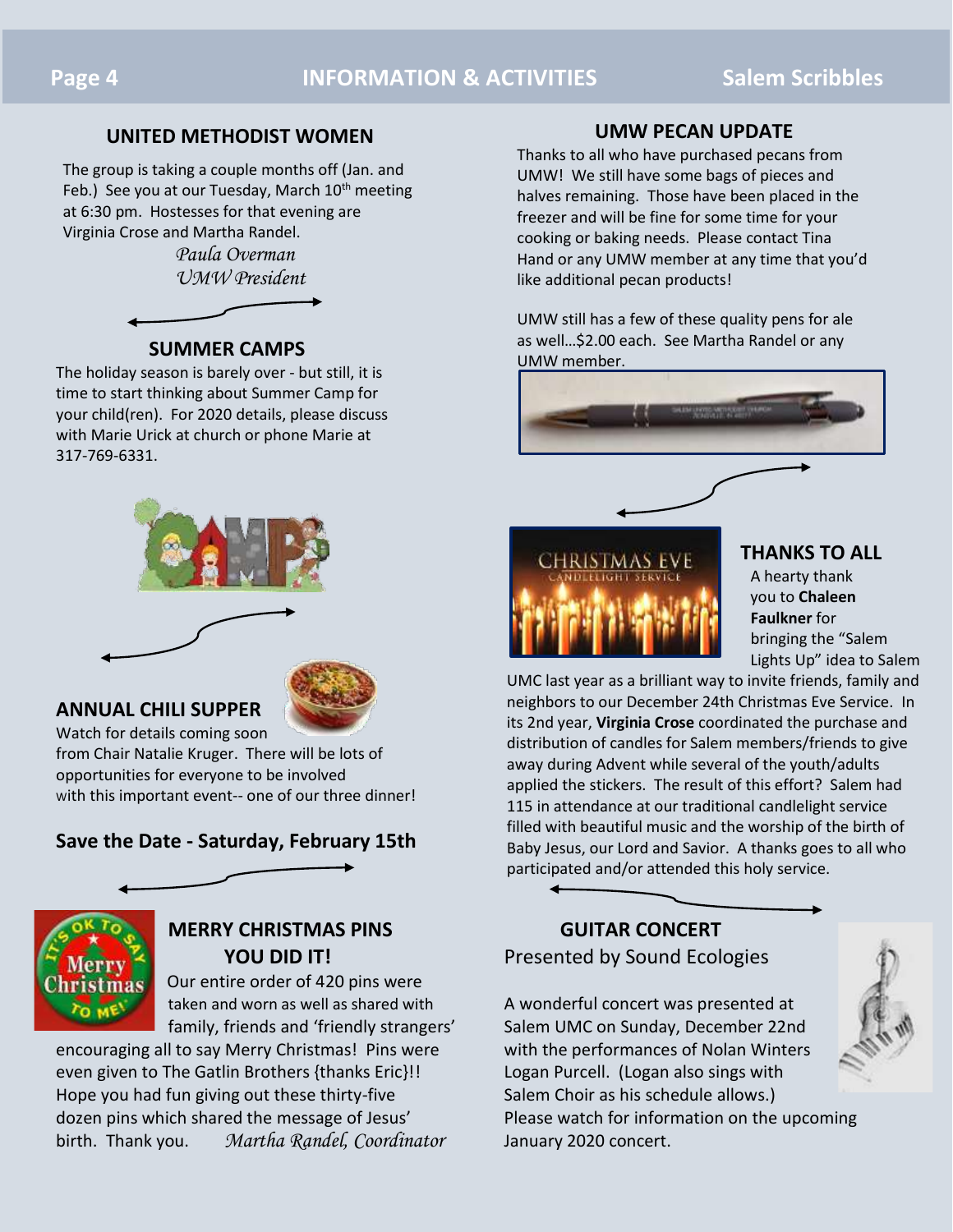## UNITED METHODIST WOMEN

The group is taking a couple months off (Jan. and Feb.) See you at our Tuesday, March 10th meeting at 6:30 pm. Hostesses for that evening are Virginia Crose and Martha Randel.

*Paula Overman*
*UMW President*

## SUMMER CAMPS

The holiday season is barely over - but still, it is time to start thinking about Summer Camp for your child(ren). For 2020 details, please discuss with Marie Urick at church or phone Marie at 317-769-6331.

## ANNUAL CHILI SUPPER

Watch for details coming soon from Chair Natalie Kruger. There will be lots of opportunities for everyone to be involved with this important event-- one of our three dinner!

### Save the Date - Saturday, February 15th

## MERRY CHRISTMAS PINS YOU DID IT!

Our entire order of 420 pins were taken and worn as well as shared with family, friends and 'friendly strangers' encouraging all to say Merry Christmas! Pins were even given to The Gatlin Brothers {thanks Eric}!! Hope you had fun giving out these thirty-five dozen pins which shared the message of Jesus' birth. Thank you. *Martha Randel, Coordinator*

## UMW PECAN UPDATE

Thanks to all who have purchased pecans from UMW! We still have some bags of pieces and halves remaining. Those have been placed in the freezer and will be fine for some time for your cooking or baking needs. Please contact Tina Hand or any UMW member at any time that you'd like additional pecan products!

UMW still has a few of these quality pens for ale as well…$2.00 each. See Martha Randel or any UMW member.

## THANKS TO ALL

A hearty thank you to **Chaleen Faulkner** for bringing the "Salem Lights Up" idea to Salem UMC last year as a brilliant way to invite friends, family and neighbors to our December 24th Christmas Eve Service. In its 2nd year, **Virginia Crose** coordinated the purchase and distribution of candles for Salem members/friends to give away during Advent while several of the youth/adults applied the stickers. The result of this effort? Salem had 115 in attendance at our traditional candlelight service filled with beautiful music and the worship of the birth of Baby Jesus, our Lord and Savior. A thanks goes to all who participated and/or attended this holy service.

## GUITAR CONCERT

Presented by Sound Ecologies

A wonderful concert was presented at Salem UMC on Sunday, December 22nd with the performances of Nolan Winters Logan Purcell. (Logan also sings with Salem Choir as his schedule allows.) Please watch for information on the upcoming January 2020 concert.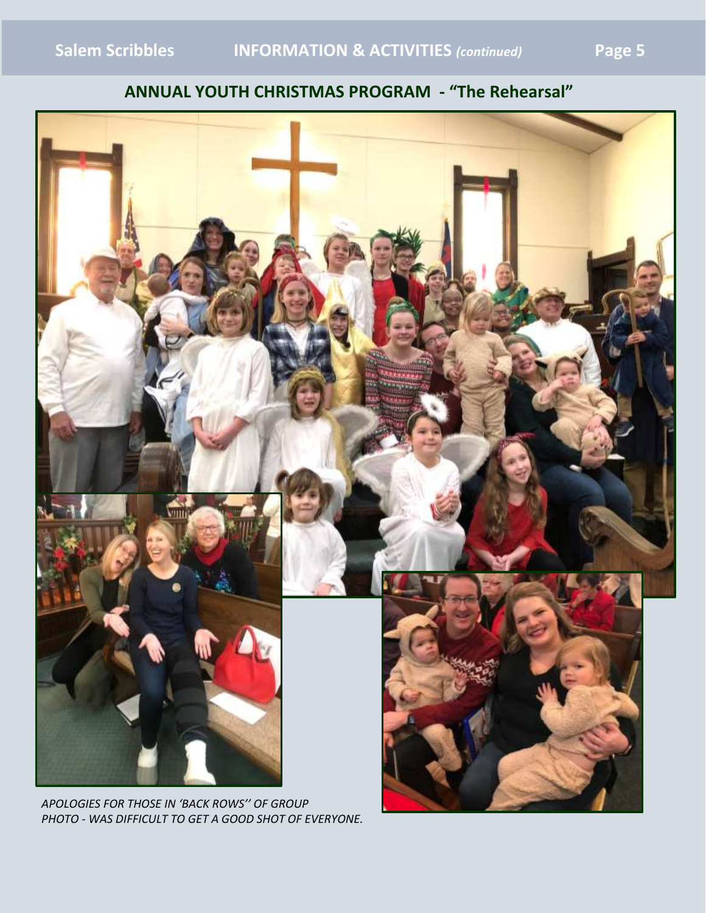## ANNUAL YOUTH CHRISTMAS PROGRAM - "The Rehearsal"

*APOLOGIES FOR THOSE IN 'BACK ROWS'' OF GROUP PHOTO - WAS DIFFICULT TO GET A GOOD SHOT OF EVERYONE.*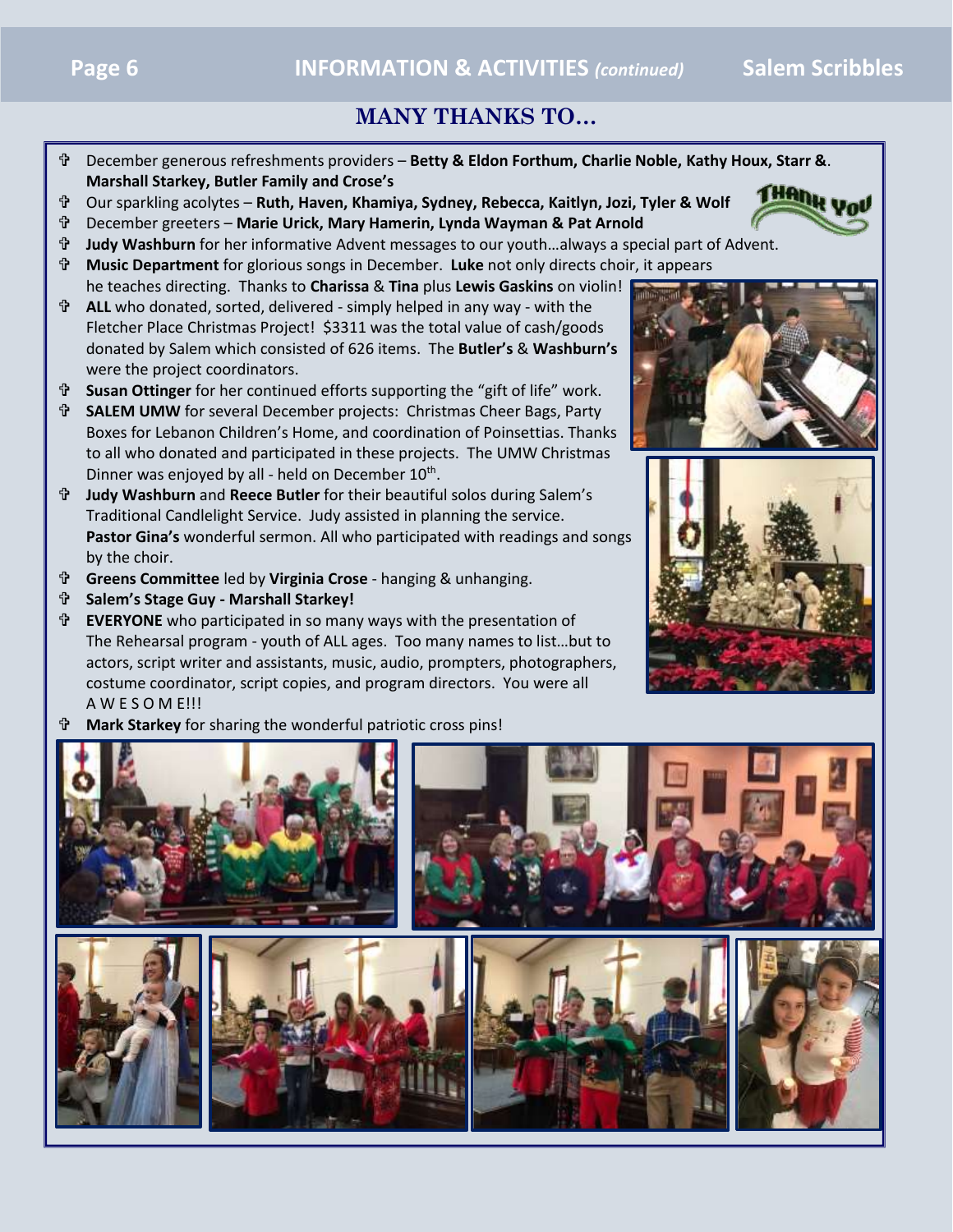## MANY THANKS TO…

- December generous refreshments providers – **Betty & Eldon Forthum, Charlie Noble, Kathy Houx, Starr &. Marshall Starkey, Butler Family and Crose's**
- Our sparkling acolytes – **Ruth, Haven, Khamiya, Sydney, Rebecca, Kaitlyn, Jozi, Tyler & Wolf**
- December greeters – **Marie Urick, Mary Hamerin, Lynda Wayman & Pat Arnold**
- **Judy Washburn** for her informative Advent messages to our youth…always a special part of Advent.
- **Music Department** for glorious songs in December. **Luke** not only directs choir, it appears he teaches directing. Thanks to **Charissa** & **Tina** plus **Lewis Gaskins** on violin!
- **ALL** who donated, sorted, delivered - simply helped in any way - with the Fletcher Place Christmas Project! $3311 was the total value of cash/goods donated by Salem which consisted of 626 items. The **Butler's** & **Washburn's** were the project coordinators.
- **Susan Ottinger** for her continued efforts supporting the "gift of life" work.
- **SALEM UMW** for several December projects: Christmas Cheer Bags, Party Boxes for Lebanon Children's Home, and coordination of Poinsettias. Thanks to all who donated and participated in these projects. The UMW Christmas Dinner was enjoyed by all - held on December 10th.
- **Judy Washburn** and **Reece Butler** for their beautiful solos during Salem's Traditional Candlelight Service. Judy assisted in planning the service. **Pastor Gina's** wonderful sermon. All who participated with readings and songs by the choir.
- **Greens Committee** led by **Virginia Crose** - hanging & unhanging.
- **Salem's Stage Guy - Marshall Starkey!**
- **EVERYONE** who participated in so many ways with the presentation of The Rehearsal program - youth of ALL ages. Too many names to list…but to actors, script writer and assistants, music, audio, prompters, photographers, costume coordinator, script copies, and program directors. You were all A W E S O M E!!!
- **Mark Starkey** for sharing the wonderful patriotic cross pins!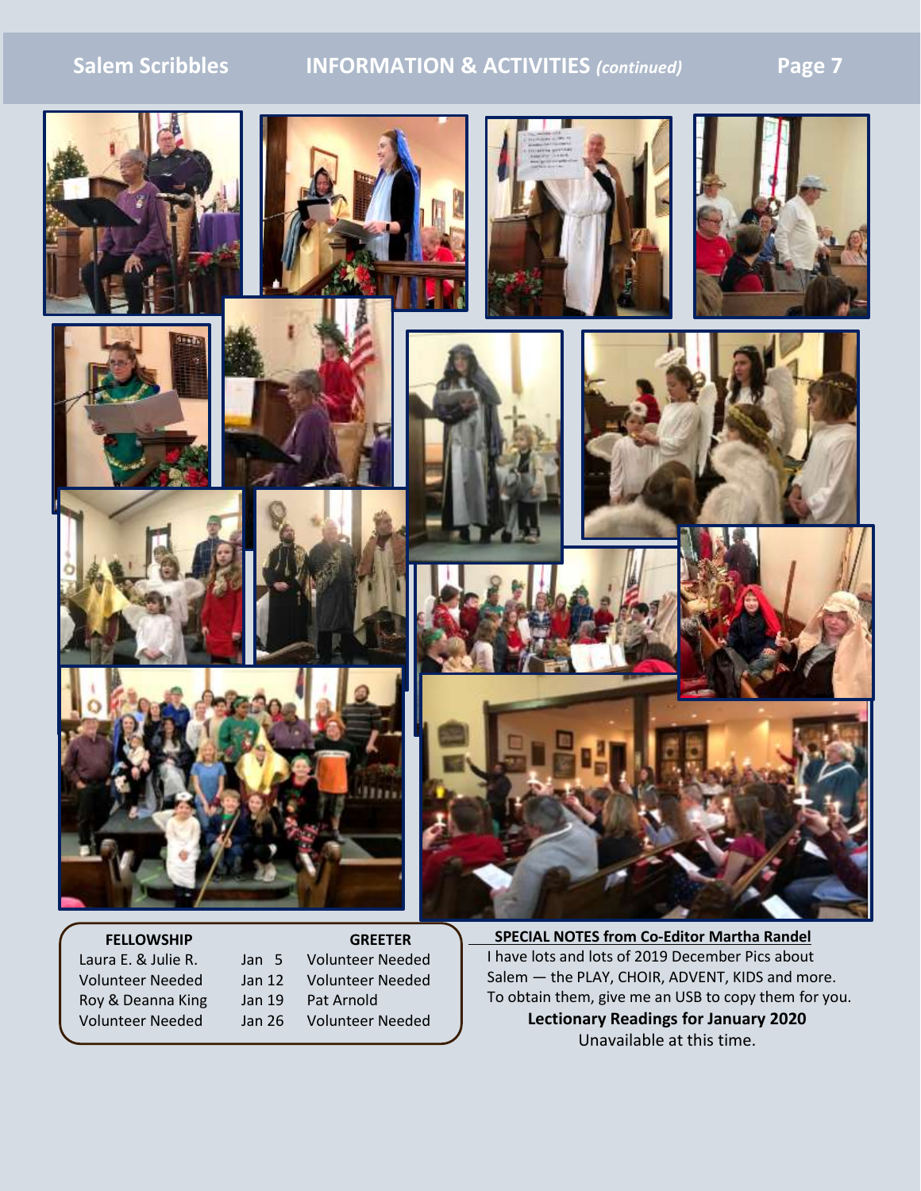| FELLOWSHIP | | GREETER |
|---|---|---|
| Laura E. & Julie R. | Jan 5 | Volunteer Needed |
| Volunteer Needed | Jan 12 | Volunteer Needed |
| Roy & Deanna King | Jan 19 | Pat Arnold |
| Volunteer Needed | Jan 26 | Volunteer Needed |

**SPECIAL NOTES from Co-Editor Martha Randel**

I have lots and lots of 2019 December Pics about Salem — the PLAY, CHOIR, ADVENT, KIDS and more. To obtain them, give me an USB to copy them for you.

**Lectionary Readings for January 2020**

Unavailable at this time.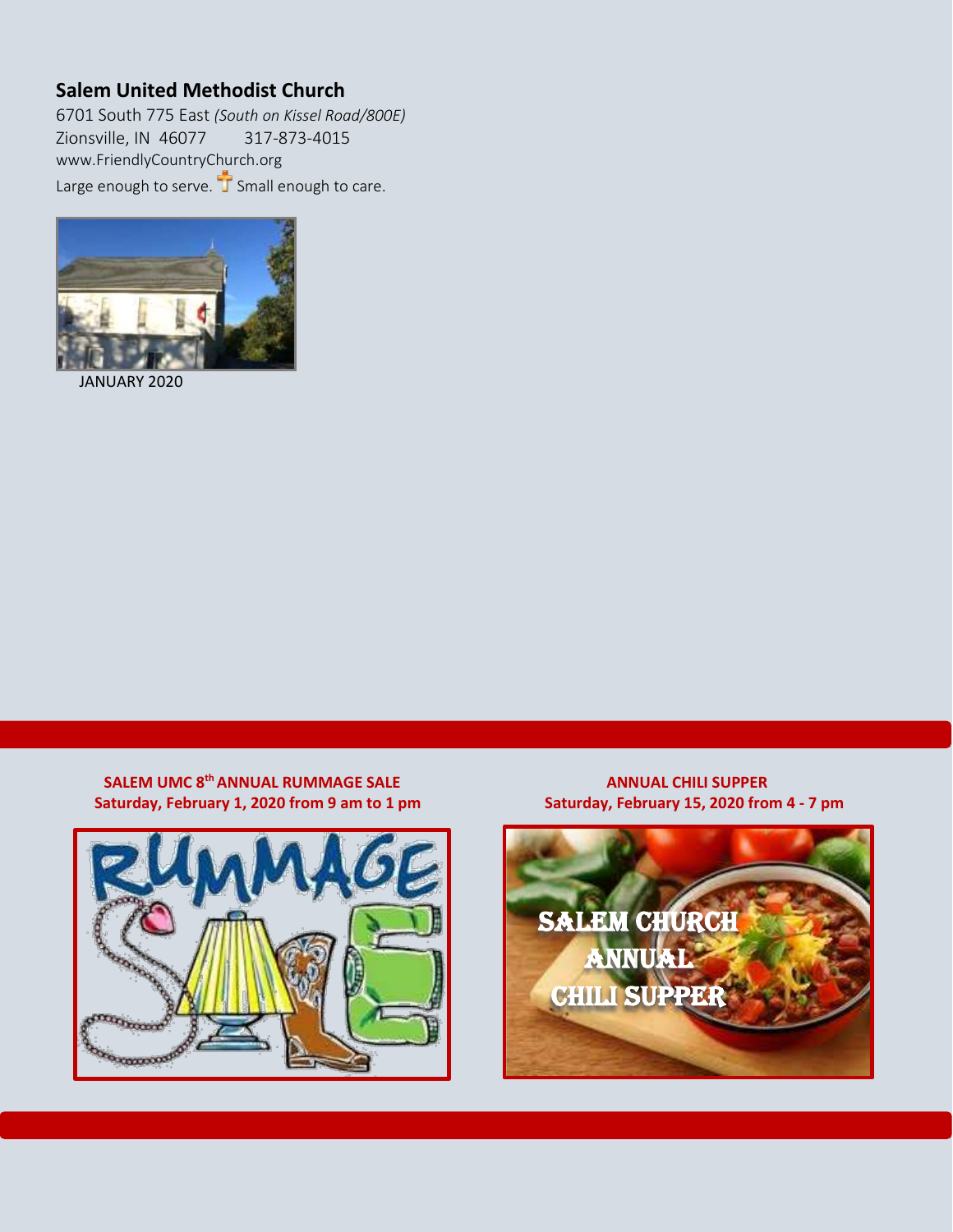## Salem United Methodist Church

6701 South 775 East *(South on Kissel Road/800E)*
Zionsville, IN 46077 317-873-4015
www.FriendlyCountryChurch.org
Large enough to serve. ✝ Small enough to care.

JANUARY 2020

**SALEM UMC 8th ANNUAL RUMMAGE SALE**
**Saturday, February 1, 2020 from 9 am to 1 pm**

**ANNUAL CHILI SUPPER**
**Saturday, February 15, 2020 from 4 - 7 pm**